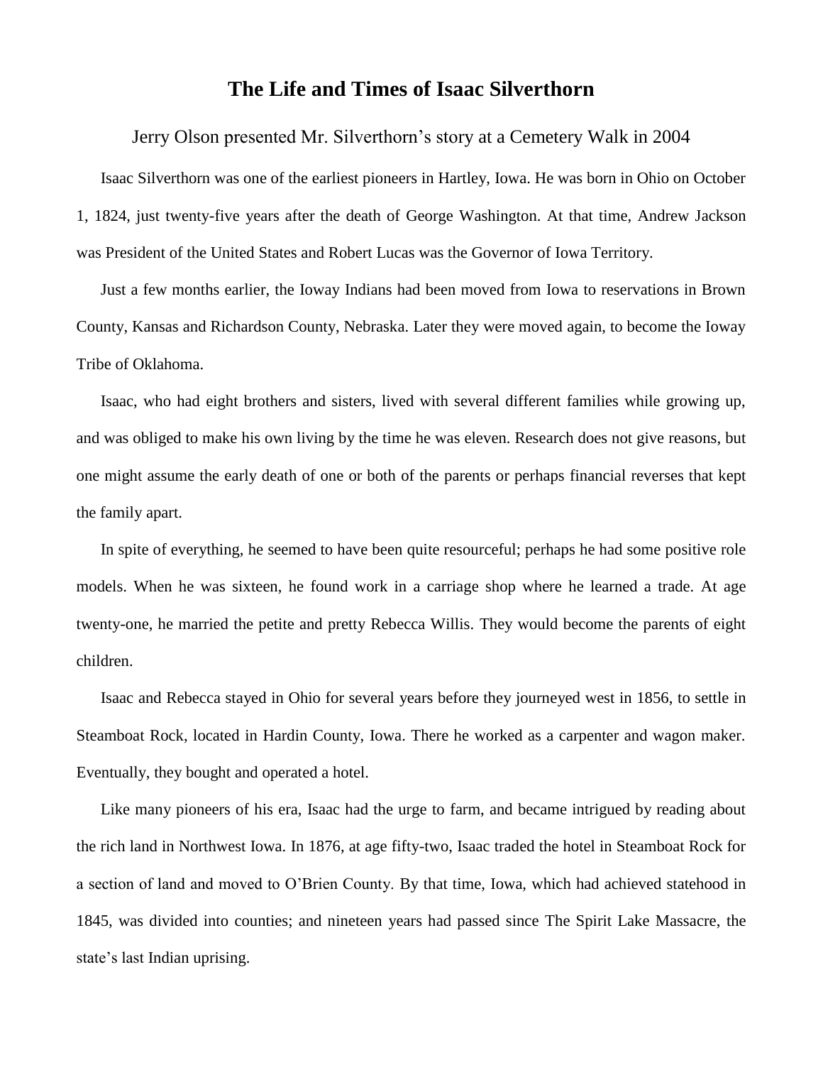# The Life and Times of Isaac Silverthorn

Jerry Olson presented Mr. Silverthorn's story at a Cemetery Walk in 2004

Isaac Silverthorn was one of the earliest pioneers in Hartley, Iowa. He was born in Ohio on October 1, 1824, just twenty-five years after the death of George Washington. At that time, Andrew Jackson was President of the United States and Robert Lucas was the Governor of Iowa Territory.

Just a few months earlier, the Ioway Indians had been moved from Iowa to reservations in Brown County, Kansas and Richardson County, Nebraska. Later they were moved again, to become the Ioway Tribe of Oklahoma.

Isaac, who had eight brothers and sisters, lived with several different families while growing up, and was obliged to make his own living by the time he was eleven. Research does not give reasons, but one might assume the early death of one or both of the parents or perhaps financial reverses that kept the family apart.

In spite of everything, he seemed to have been quite resourceful; perhaps he had some positive role models. When he was sixteen, he found work in a carriage shop where he learned a trade. At age twenty-one, he married the petite and pretty Rebecca Willis. They would become the parents of eight children.

Isaac and Rebecca stayed in Ohio for several years before they journeyed west in 1856, to settle in Steamboat Rock, located in Hardin County, Iowa. There he worked as a carpenter and wagon maker. Eventually, they bought and operated a hotel.

Like many pioneers of his era, Isaac had the urge to farm, and became intrigued by reading about the rich land in Northwest Iowa. In 1876, at age fifty-two, Isaac traded the hotel in Steamboat Rock for a section of land and moved to O'Brien County. By that time, Iowa, which had achieved statehood in 1845, was divided into counties; and nineteen years had passed since The Spirit Lake Massacre, the state's last Indian uprising.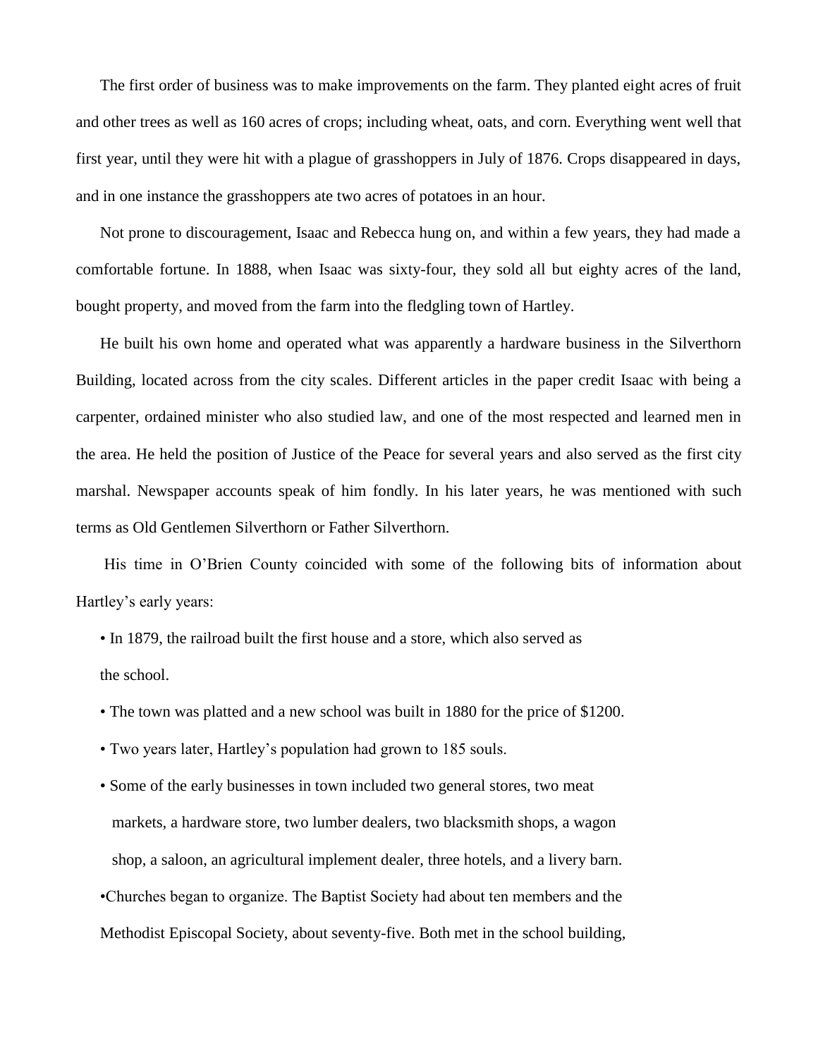The first order of business was to make improvements on the farm. They planted eight acres of fruit and other trees as well as 160 acres of crops; including wheat, oats, and corn. Everything went well that first year, until they were hit with a plague of grasshoppers in July of 1876. Crops disappeared in days, and in one instance the grasshoppers ate two acres of potatoes in an hour.

Not prone to discouragement, Isaac and Rebecca hung on, and within a few years, they had made a comfortable fortune. In 1888, when Isaac was sixty-four, they sold all but eighty acres of the land, bought property, and moved from the farm into the fledgling town of Hartley.

He built his own home and operated what was apparently a hardware business in the Silverthorn Building, located across from the city scales. Different articles in the paper credit Isaac with being a carpenter, ordained minister who also studied law, and one of the most respected and learned men in the area. He held the position of Justice of the Peace for several years and also served as the first city marshal. Newspaper accounts speak of him fondly. In his later years, he was mentioned with such terms as Old Gentlemen Silverthorn or Father Silverthorn.

His time in O'Brien County coincided with some of the following bits of information about Hartley's early years:

- In 1879, the railroad built the first house and a store, which also served as the school.
- The town was platted and a new school was built in 1880 for the price of $1200.
- Two years later, Hartley's population had grown to 185 souls.
- Some of the early businesses in town included two general stores, two meat markets, a hardware store, two lumber dealers, two blacksmith shops, a wagon shop, a saloon, an agricultural implement dealer, three hotels, and a livery barn.
- Churches began to organize. The Baptist Society had about ten members and the Methodist Episcopal Society, about seventy-five. Both met in the school building,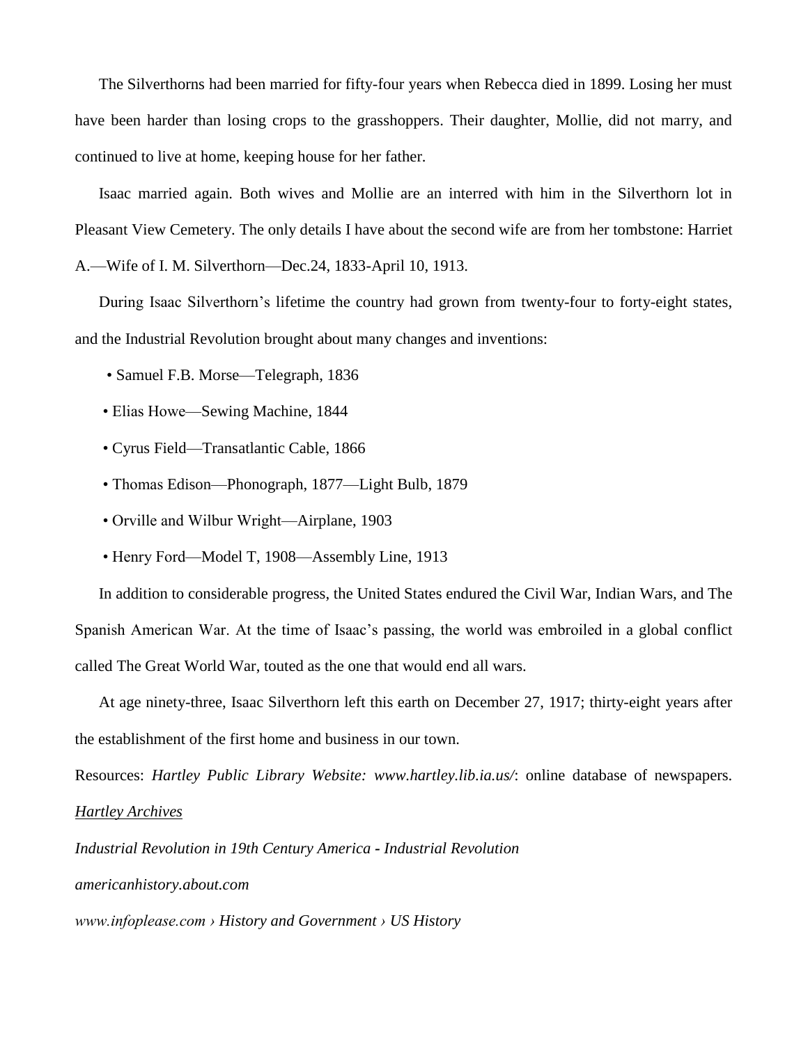The Silverthorns had been married for fifty-four years when Rebecca died in 1899. Losing her must have been harder than losing crops to the grasshoppers. Their daughter, Mollie, did not marry, and continued to live at home, keeping house for her father.

Isaac married again. Both wives and Mollie are an interred with him in the Silverthorn lot in Pleasant View Cemetery. The only details I have about the second wife are from her tombstone: Harriet A.—Wife of I. M. Silverthorn—Dec.24, 1833-April 10, 1913.

During Isaac Silverthorn's lifetime the country had grown from twenty-four to forty-eight states, and the Industrial Revolution brought about many changes and inventions:

- Samuel F.B. Morse—Telegraph, 1836
- Elias Howe—Sewing Machine, 1844
- Cyrus Field—Transatlantic Cable, 1866
- Thomas Edison—Phonograph, 1877—Light Bulb, 1879
- Orville and Wilbur Wright—Airplane, 1903
- Henry Ford—Model T, 1908—Assembly Line, 1913

In addition to considerable progress, the United States endured the Civil War, Indian Wars, and The Spanish American War. At the time of Isaac's passing, the world was embroiled in a global conflict called The Great World War, touted as the one that would end all wars.

At age ninety-three, Isaac Silverthorn left this earth on December 27, 1917; thirty-eight years after the establishment of the first home and business in our town.

Resources: *Hartley Public Library Website: www.hartley.lib.ia.us/*: online database of newspapers. *Hartley Archives*

*Industrial Revolution in 19th Century America - Industrial Revolution*

*americanhistory.about.com*

*www.infoplease.com › History and Government › US History*